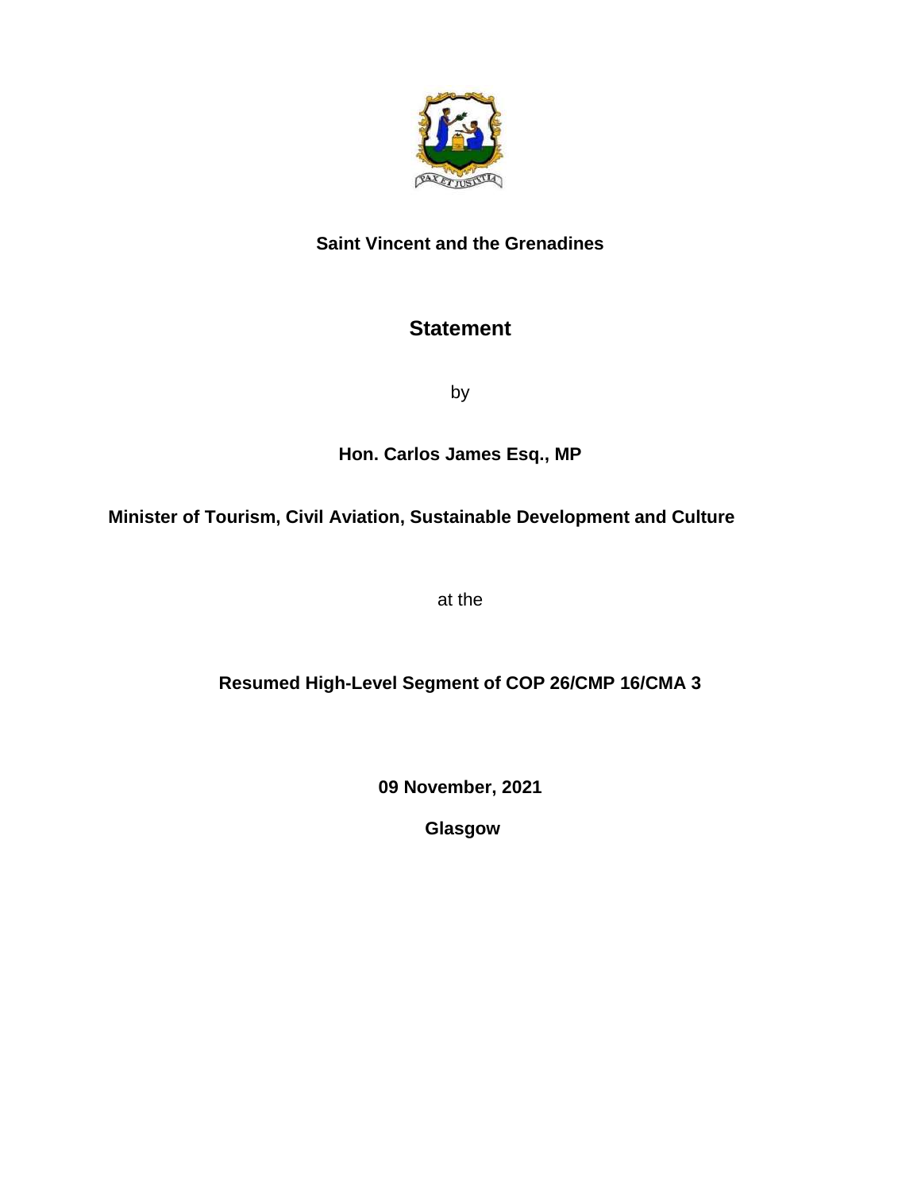**Saint Vincent and the Grenadines**

# Statement

by

**Hon. Carlos James Esq., MP**

**Minister of Tourism, Civil Aviation, Sustainable Development and Culture**

at the

**Resumed High-Level Segment of COP 26/CMP 16/CMA 3**

**09 November, 2021**

**Glasgow**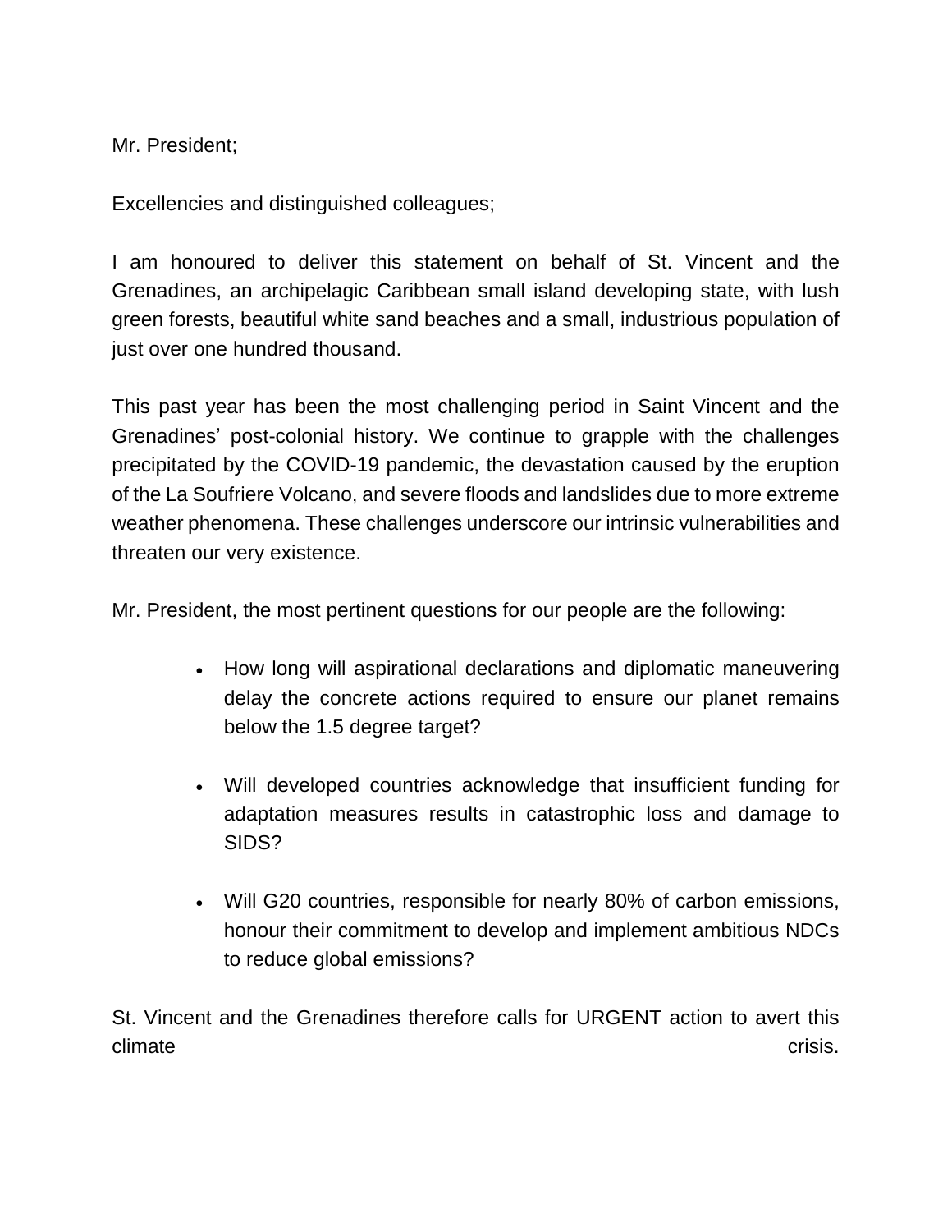Mr. President;

Excellencies and distinguished colleagues;

I am honoured to deliver this statement on behalf of St. Vincent and the Grenadines, an archipelagic Caribbean small island developing state, with lush green forests, beautiful white sand beaches and a small, industrious population of just over one hundred thousand.

This past year has been the most challenging period in Saint Vincent and the Grenadines' post-colonial history. We continue to grapple with the challenges precipitated by the COVID-19 pandemic, the devastation caused by the eruption of the La Soufriere Volcano, and severe floods and landslides due to more extreme weather phenomena. These challenges underscore our intrinsic vulnerabilities and threaten our very existence.

Mr. President, the most pertinent questions for our people are the following:

- How long will aspirational declarations and diplomatic maneuvering delay the concrete actions required to ensure our planet remains below the 1.5 degree target?

- Will developed countries acknowledge that insufficient funding for adaptation measures results in catastrophic loss and damage to SIDS?

- Will G20 countries, responsible for nearly 80% of carbon emissions, honour their commitment to develop and implement ambitious NDCs to reduce global emissions?

St. Vincent and the Grenadines therefore calls for URGENT action to avert this climate crisis.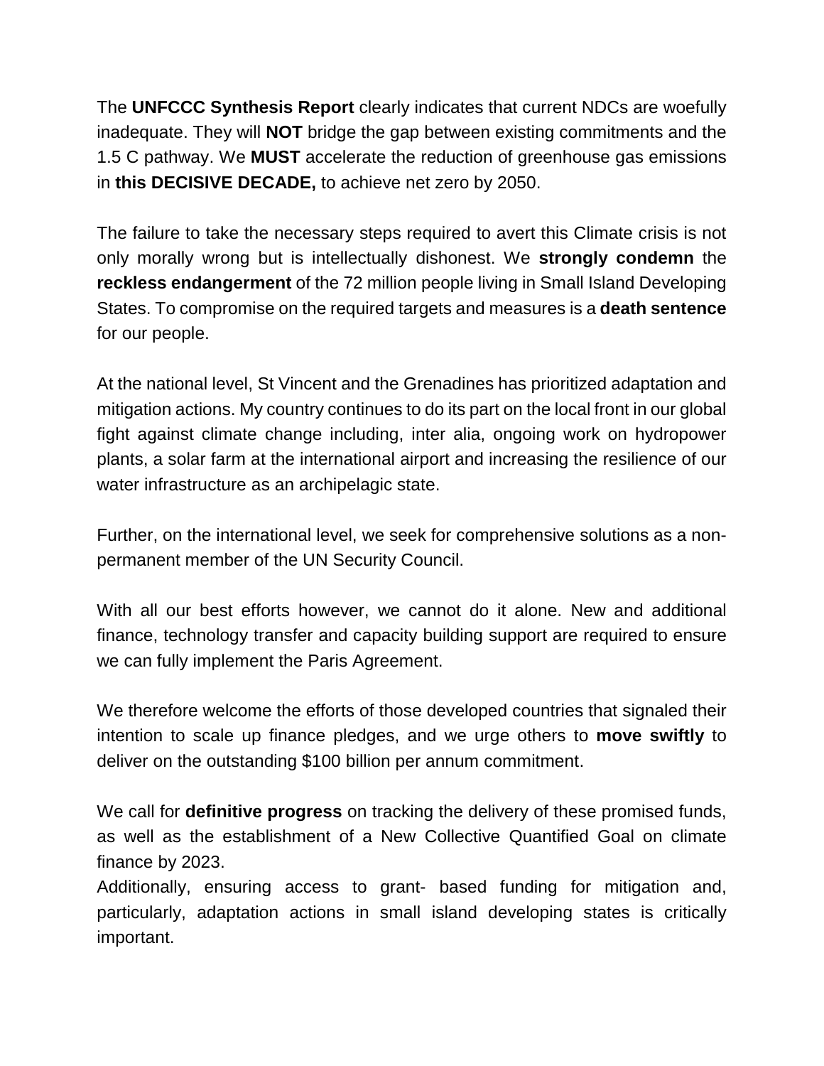The **UNFCCC Synthesis Report** clearly indicates that current NDCs are woefully inadequate. They will **NOT** bridge the gap between existing commitments and the 1.5 C pathway. We **MUST** accelerate the reduction of greenhouse gas emissions in **this DECISIVE DECADE,** to achieve net zero by 2050.

The failure to take the necessary steps required to avert this Climate crisis is not only morally wrong but is intellectually dishonest. We **strongly condemn** the **reckless endangerment** of the 72 million people living in Small Island Developing States. To compromise on the required targets and measures is a **death sentence** for our people.

At the national level, St Vincent and the Grenadines has prioritized adaptation and mitigation actions. My country continues to do its part on the local front in our global fight against climate change including, inter alia, ongoing work on hydropower plants, a solar farm at the international airport and increasing the resilience of our water infrastructure as an archipelagic state.

Further, on the international level, we seek for comprehensive solutions as a non-permanent member of the UN Security Council.

With all our best efforts however, we cannot do it alone. New and additional finance, technology transfer and capacity building support are required to ensure we can fully implement the Paris Agreement.

We therefore welcome the efforts of those developed countries that signaled their intention to scale up finance pledges, and we urge others to **move swiftly** to deliver on the outstanding $100 billion per annum commitment.

We call for **definitive progress** on tracking the delivery of these promised funds, as well as the establishment of a New Collective Quantified Goal on climate finance by 2023.

Additionally, ensuring access to grant- based funding for mitigation and, particularly, adaptation actions in small island developing states is critically important.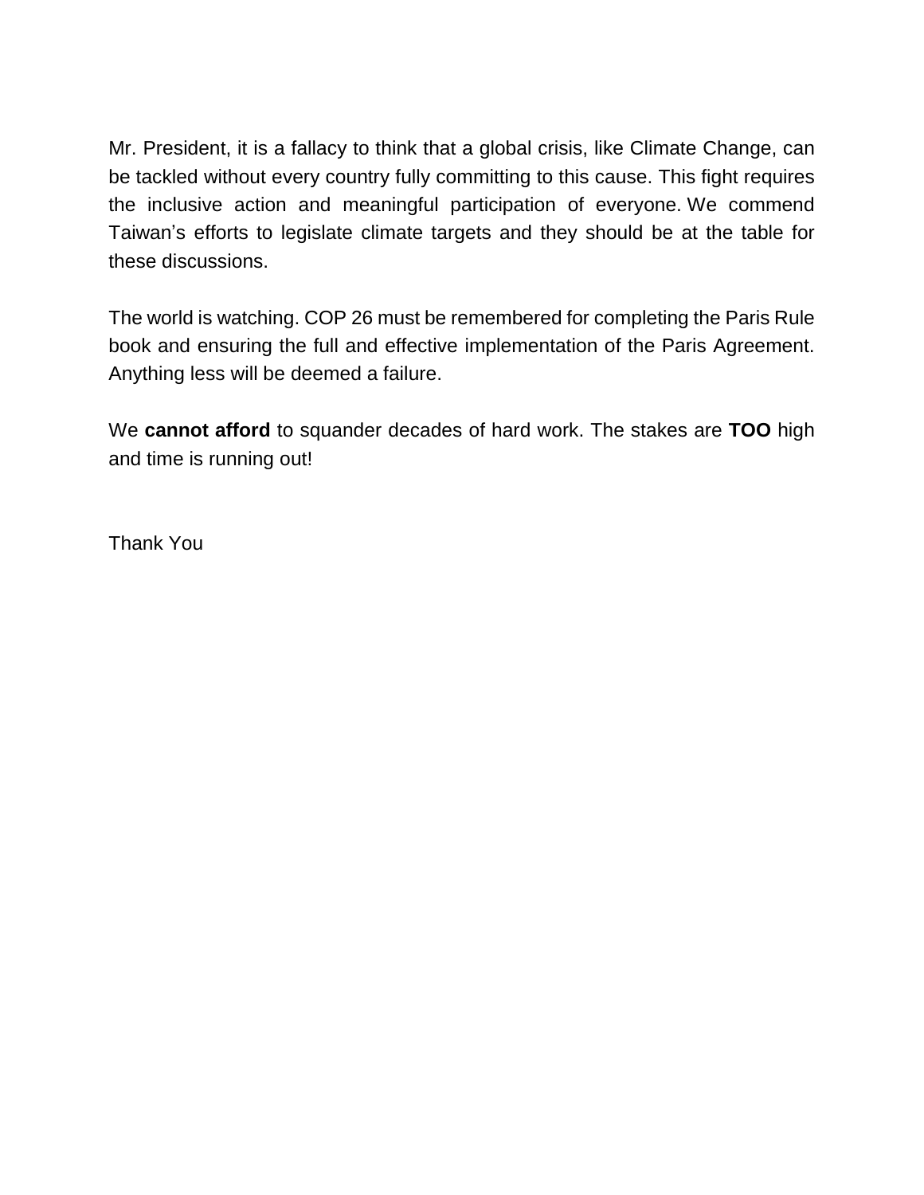Mr. President, it is a fallacy to think that a global crisis, like Climate Change, can be tackled without every country fully committing to this cause. This fight requires the inclusive action and meaningful participation of everyone. We commend Taiwan's efforts to legislate climate targets and they should be at the table for these discussions.

The world is watching. COP 26 must be remembered for completing the Paris Rule book and ensuring the full and effective implementation of the Paris Agreement. Anything less will be deemed a failure.

We **cannot afford** to squander decades of hard work. The stakes are **TOO** high and time is running out!

Thank You